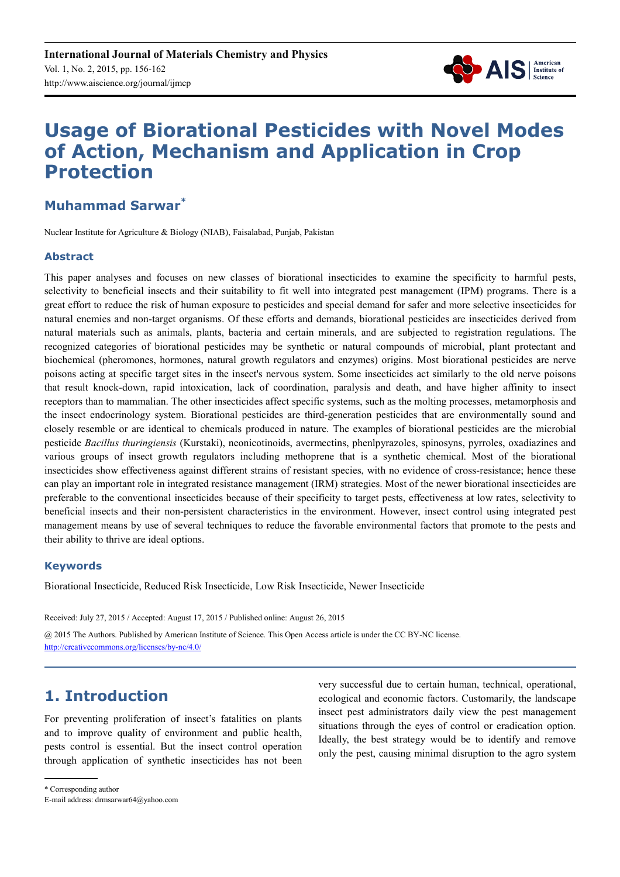# Usage of Biorational Pesticides with Novel Modes of Action, Mechanism and Application in Crop Protection

## Muhammad Sarwar*

Nuclear Institute for Agriculture & Biology (NIAB), Faisalabad, Punjab, Pakistan

### Abstract

This paper analyses and focuses on new classes of biorational insecticides to examine the specificity to harmful pests, selectivity to beneficial insects and their suitability to fit well into integrated pest management (IPM) programs. There is a great effort to reduce the risk of human exposure to pesticides and special demand for safer and more selective insecticides for natural enemies and non-target organisms. Of these efforts and demands, biorational pesticides are insecticides derived from natural materials such as animals, plants, bacteria and certain minerals, and are subjected to registration regulations. The recognized categories of biorational pesticides may be synthetic or natural compounds of microbial, plant protectant and biochemical (pheromones, hormones, natural growth regulators and enzymes) origins. Most biorational pesticides are nerve poisons acting at specific target sites in the insect's nervous system. Some insecticides act similarly to the old nerve poisons that result knock-down, rapid intoxication, lack of coordination, paralysis and death, and have higher affinity to insect receptors than to mammalian. The other insecticides affect specific systems, such as the molting processes, metamorphosis and the insect endocrinology system. Biorational pesticides are third-generation pesticides that are environmentally sound and closely resemble or are identical to chemicals produced in nature. The examples of biorational pesticides are the microbial pesticide *Bacillus thuringiensis* (Kurstaki), neonicotinoids, avermectins, phenlpyrazoles, spinosyns, pyrroles, oxadiazines and various groups of insect growth regulators including methoprene that is a synthetic chemical. Most of the biorational insecticides show effectiveness against different strains of resistant species, with no evidence of cross-resistance; hence these can play an important role in integrated resistance management (IRM) strategies. Most of the newer biorational insecticides are preferable to the conventional insecticides because of their specificity to target pests, effectiveness at low rates, selectivity to beneficial insects and their non-persistent characteristics in the environment. However, insect control using integrated pest management means by use of several techniques to reduce the favorable environmental factors that promote to the pests and their ability to thrive are ideal options.

### Keywords

Biorational Insecticide, Reduced Risk Insecticide, Low Risk Insecticide, Newer Insecticide

Received: July 27, 2015 / Accepted: August 17, 2015 / Published online: August 26, 2015

@ 2015 The Authors. Published by American Institute of Science. This Open Access article is under the CC BY-NC license.
http://creativecommons.org/licenses/by-nc/4.0/

## 1. Introduction

For preventing proliferation of insect's fatalities on plants and to improve quality of environment and public health, pests control is essential. But the insect control operation through application of synthetic insecticides has not been very successful due to certain human, technical, operational, ecological and economic factors. Customarily, the landscape insect pest administrators daily view the pest management situations through the eyes of control or eradication option. Ideally, the best strategy would be to identify and remove only the pest, causing minimal disruption to the agro system

\* Corresponding author
E-mail address: drmsarwar64@yahoo.com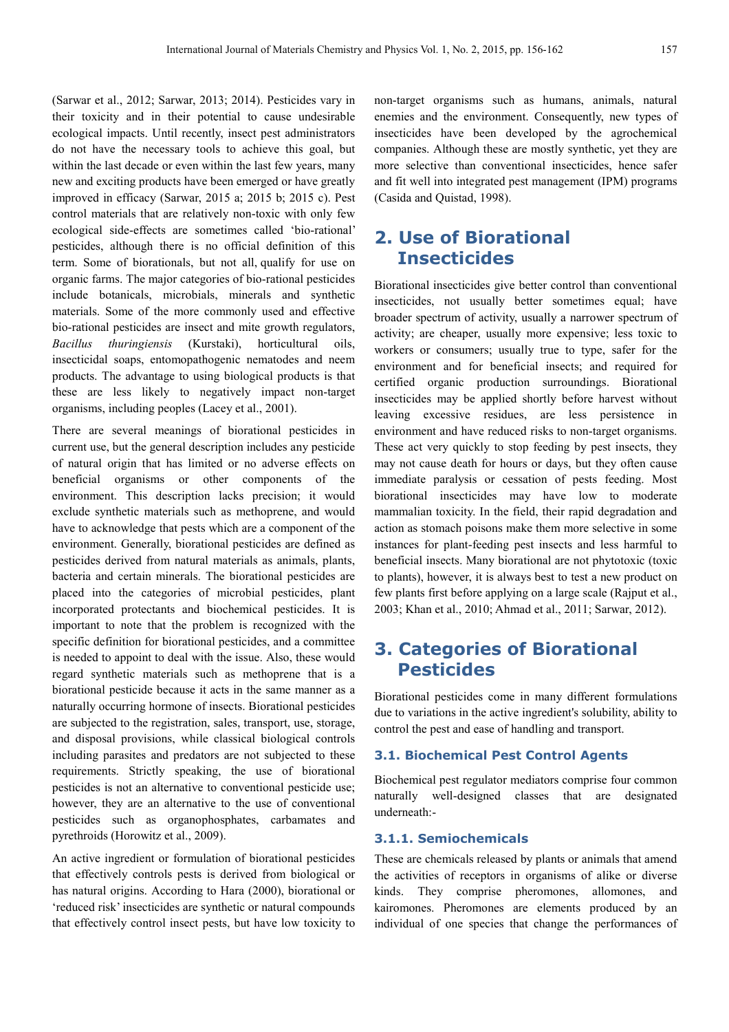(Sarwar et al., 2012; Sarwar, 2013; 2014). Pesticides vary in their toxicity and in their potential to cause undesirable ecological impacts. Until recently, insect pest administrators do not have the necessary tools to achieve this goal, but within the last decade or even within the last few years, many new and exciting products have been emerged or have greatly improved in efficacy (Sarwar, 2015 a; 2015 b; 2015 c). Pest control materials that are relatively non-toxic with only few ecological side-effects are sometimes called 'bio-rational' pesticides, although there is no official definition of this term. Some of biorationals, but not all, qualify for use on organic farms. The major categories of bio-rational pesticides include botanicals, microbials, minerals and synthetic materials. Some of the more commonly used and effective bio-rational pesticides are insect and mite growth regulators, *Bacillus thuringiensis* (Kurstaki), horticultural oils, insecticidal soaps, entomopathogenic nematodes and neem products. The advantage to using biological products is that these are less likely to negatively impact non-target organisms, including peoples (Lacey et al., 2001).

There are several meanings of biorational pesticides in current use, but the general description includes any pesticide of natural origin that has limited or no adverse effects on beneficial organisms or other components of the environment. This description lacks precision; it would exclude synthetic materials such as methoprene, and would have to acknowledge that pests which are a component of the environment. Generally, biorational pesticides are defined as pesticides derived from natural materials as animals, plants, bacteria and certain minerals. The biorational pesticides are placed into the categories of microbial pesticides, plant incorporated protectants and biochemical pesticides. It is important to note that the problem is recognized with the specific definition for biorational pesticides, and a committee is needed to appoint to deal with the issue. Also, these would regard synthetic materials such as methoprene that is a biorational pesticide because it acts in the same manner as a naturally occurring hormone of insects. Biorational pesticides are subjected to the registration, sales, transport, use, storage, and disposal provisions, while classical biological controls including parasites and predators are not subjected to these requirements. Strictly speaking, the use of biorational pesticides is not an alternative to conventional pesticide use; however, they are an alternative to the use of conventional pesticides such as organophosphates, carbamates and pyrethroids (Horowitz et al., 2009).

An active ingredient or formulation of biorational pesticides that effectively controls pests is derived from biological or has natural origins. According to Hara (2000), biorational or 'reduced risk' insecticides are synthetic or natural compounds that effectively control insect pests, but have low toxicity to non-target organisms such as humans, animals, natural enemies and the environment. Consequently, new types of insecticides have been developed by the agrochemical companies. Although these are mostly synthetic, yet they are more selective than conventional insecticides, hence safer and fit well into integrated pest management (IPM) programs (Casida and Quistad, 1998).

## 2. Use of Biorational Insecticides

Biorational insecticides give better control than conventional insecticides, not usually better sometimes equal; have broader spectrum of activity, usually a narrower spectrum of activity; are cheaper, usually more expensive; less toxic to workers or consumers; usually true to type, safer for the environment and for beneficial insects; and required for certified organic production surroundings. Biorational insecticides may be applied shortly before harvest without leaving excessive residues, are less persistence in environment and have reduced risks to non-target organisms. These act very quickly to stop feeding by pest insects, they may not cause death for hours or days, but they often cause immediate paralysis or cessation of pests feeding. Most biorational insecticides may have low to moderate mammalian toxicity. In the field, their rapid degradation and action as stomach poisons make them more selective in some instances for plant-feeding pest insects and less harmful to beneficial insects. Many biorational are not phytotoxic (toxic to plants), however, it is always best to test a new product on few plants first before applying on a large scale (Rajput et al., 2003; Khan et al., 2010; Ahmad et al., 2011; Sarwar, 2012).

## 3. Categories of Biorational Pesticides

Biorational pesticides come in many different formulations due to variations in the active ingredient's solubility, ability to control the pest and ease of handling and transport.

### 3.1. Biochemical Pest Control Agents

Biochemical pest regulator mediators comprise four common naturally well-designed classes that are designated underneath:-

#### 3.1.1. Semiochemicals

These are chemicals released by plants or animals that amend the activities of receptors in organisms of alike or diverse kinds. They comprise pheromones, allomones, and kairomones. Pheromones are elements produced by an individual of one species that change the performances of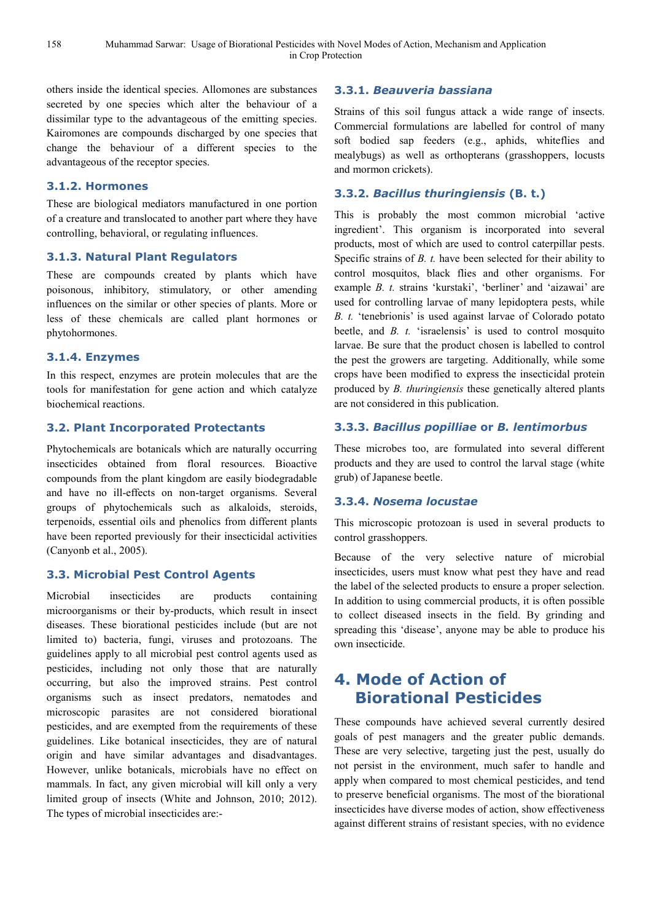others inside the identical species. Allomones are substances secreted by one species which alter the behaviour of a dissimilar type to the advantageous of the emitting species. Kairomones are compounds discharged by one species that change the behaviour of a different species to the advantageous of the receptor species.

### 3.1.2. Hormones

These are biological mediators manufactured in one portion of a creature and translocated to another part where they have controlling, behavioral, or regulating influences.

### 3.1.3. Natural Plant Regulators

These are compounds created by plants which have poisonous, inhibitory, stimulatory, or other amending influences on the similar or other species of plants. More or less of these chemicals are called plant hormones or phytohormones.

### 3.1.4. Enzymes

In this respect, enzymes are protein molecules that are the tools for manifestation for gene action and which catalyze biochemical reactions.

### 3.2. Plant Incorporated Protectants

Phytochemicals are botanicals which are naturally occurring insecticides obtained from floral resources. Bioactive compounds from the plant kingdom are easily biodegradable and have no ill-effects on non-target organisms. Several groups of phytochemicals such as alkaloids, steroids, terpenoids, essential oils and phenolics from different plants have been reported previously for their insecticidal activities (Canyonb et al., 2005).

### 3.3. Microbial Pest Control Agents

Microbial insecticides are products containing microorganisms or their by-products, which result in insect diseases. These biorational pesticides include (but are not limited to) bacteria, fungi, viruses and protozoans. The guidelines apply to all microbial pest control agents used as pesticides, including not only those that are naturally occurring, but also the improved strains. Pest control organisms such as insect predators, nematodes and microscopic parasites are not considered biorational pesticides, and are exempted from the requirements of these guidelines. Like botanical insecticides, they are of natural origin and have similar advantages and disadvantages. However, unlike botanicals, microbials have no effect on mammals. In fact, any given microbial will kill only a very limited group of insects (White and Johnson, 2010; 2012). The types of microbial insecticides are:-

### 3.3.1. *Beauveria bassiana*

Strains of this soil fungus attack a wide range of insects. Commercial formulations are labelled for control of many soft bodied sap feeders (e.g., aphids, whiteflies and mealybugs) as well as orthopterans (grasshoppers, locusts and mormon crickets).

### 3.3.2. *Bacillus thuringiensis* (B. t.)

This is probably the most common microbial 'active ingredient'. This organism is incorporated into several products, most of which are used to control caterpillar pests. Specific strains of *B. t.* have been selected for their ability to control mosquitos, black flies and other organisms. For example *B. t.* strains 'kurstaki', 'berliner' and 'aizawai' are used for controlling larvae of many lepidoptera pests, while *B. t.* 'tenebrionis' is used against larvae of Colorado potato beetle, and *B. t.* 'israelensis' is used to control mosquito larvae. Be sure that the product chosen is labelled to control the pest the growers are targeting. Additionally, while some crops have been modified to express the insecticidal protein produced by *B. thuringiensis* these genetically altered plants are not considered in this publication.

### 3.3.3. *Bacillus popilliae* or *B. lentimorbus*

These microbes too, are formulated into several different products and they are used to control the larval stage (white grub) of Japanese beetle.

### 3.3.4. *Nosema locustae*

This microscopic protozoan is used in several products to control grasshoppers.

Because of the very selective nature of microbial insecticides, users must know what pest they have and read the label of the selected products to ensure a proper selection. In addition to using commercial products, it is often possible to collect diseased insects in the field. By grinding and spreading this 'disease', anyone may be able to produce his own insecticide.

## 4. Mode of Action of Biorational Pesticides

These compounds have achieved several currently desired goals of pest managers and the greater public demands. These are very selective, targeting just the pest, usually do not persist in the environment, much safer to handle and apply when compared to most chemical pesticides, and tend to preserve beneficial organisms. The most of the biorational insecticides have diverse modes of action, show effectiveness against different strains of resistant species, with no evidence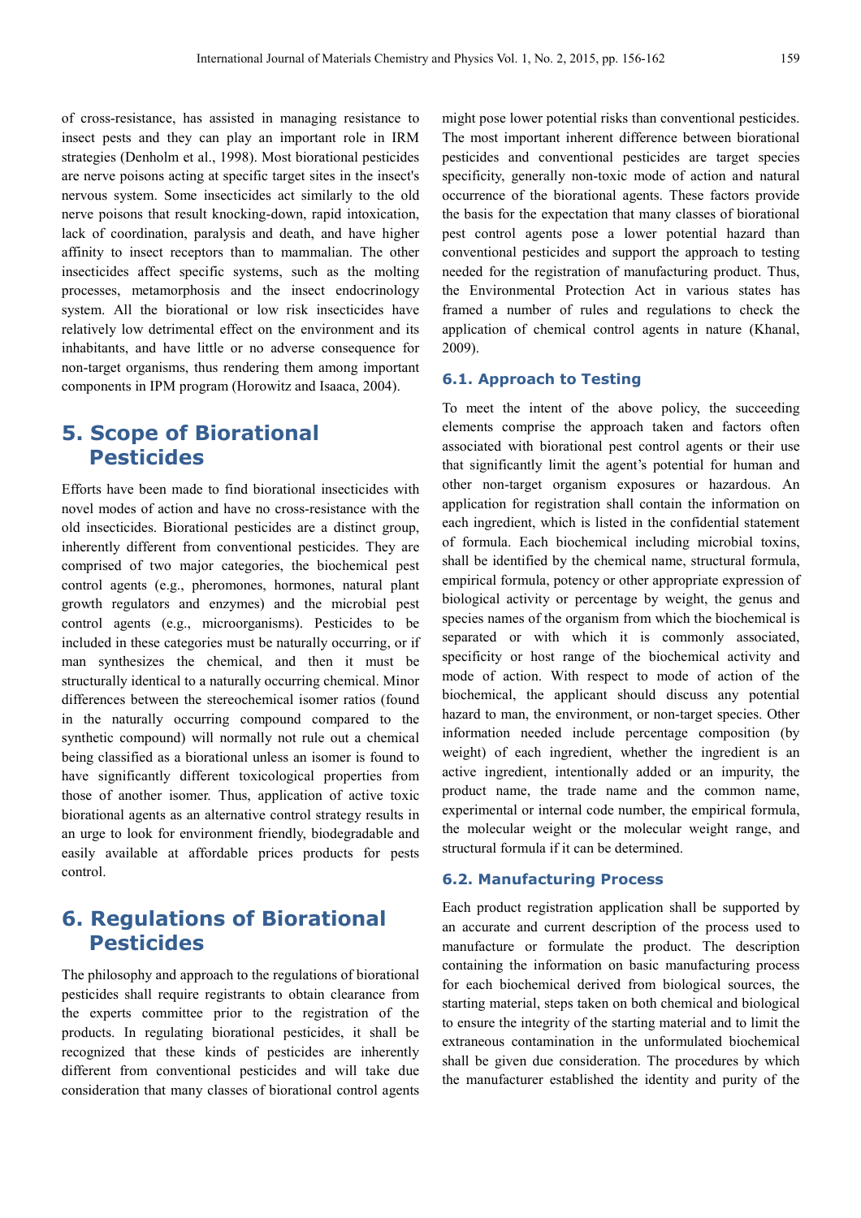of cross-resistance, has assisted in managing resistance to insect pests and they can play an important role in IRM strategies (Denholm et al., 1998). Most biorational pesticides are nerve poisons acting at specific target sites in the insect's nervous system. Some insecticides act similarly to the old nerve poisons that result knocking-down, rapid intoxication, lack of coordination, paralysis and death, and have higher affinity to insect receptors than to mammalian. The other insecticides affect specific systems, such as the molting processes, metamorphosis and the insect endocrinology system. All the biorational or low risk insecticides have relatively low detrimental effect on the environment and its inhabitants, and have little or no adverse consequence for non-target organisms, thus rendering them among important components in IPM program (Horowitz and Isaaca, 2004).

## 5. Scope of Biorational Pesticides

Efforts have been made to find biorational insecticides with novel modes of action and have no cross-resistance with the old insecticides. Biorational pesticides are a distinct group, inherently different from conventional pesticides. They are comprised of two major categories, the biochemical pest control agents (e.g., pheromones, hormones, natural plant growth regulators and enzymes) and the microbial pest control agents (e.g., microorganisms). Pesticides to be included in these categories must be naturally occurring, or if man synthesizes the chemical, and then it must be structurally identical to a naturally occurring chemical. Minor differences between the stereochemical isomer ratios (found in the naturally occurring compound compared to the synthetic compound) will normally not rule out a chemical being classified as a biorational unless an isomer is found to have significantly different toxicological properties from those of another isomer. Thus, application of active toxic biorational agents as an alternative control strategy results in an urge to look for environment friendly, biodegradable and easily available at affordable prices products for pests control.

## 6. Regulations of Biorational Pesticides

The philosophy and approach to the regulations of biorational pesticides shall require registrants to obtain clearance from the experts committee prior to the registration of the products. In regulating biorational pesticides, it shall be recognized that these kinds of pesticides are inherently different from conventional pesticides and will take due consideration that many classes of biorational control agents might pose lower potential risks than conventional pesticides. The most important inherent difference between biorational pesticides and conventional pesticides are target species specificity, generally non-toxic mode of action and natural occurrence of the biorational agents. These factors provide the basis for the expectation that many classes of biorational pest control agents pose a lower potential hazard than conventional pesticides and support the approach to testing needed for the registration of manufacturing product. Thus, the Environmental Protection Act in various states has framed a number of rules and regulations to check the application of chemical control agents in nature (Khanal, 2009).

### 6.1. Approach to Testing

To meet the intent of the above policy, the succeeding elements comprise the approach taken and factors often associated with biorational pest control agents or their use that significantly limit the agent's potential for human and other non-target organism exposures or hazardous. An application for registration shall contain the information on each ingredient, which is listed in the confidential statement of formula. Each biochemical including microbial toxins, shall be identified by the chemical name, structural formula, empirical formula, potency or other appropriate expression of biological activity or percentage by weight, the genus and species names of the organism from which the biochemical is separated or with which it is commonly associated, specificity or host range of the biochemical activity and mode of action. With respect to mode of action of the biochemical, the applicant should discuss any potential hazard to man, the environment, or non-target species. Other information needed include percentage composition (by weight) of each ingredient, whether the ingredient is an active ingredient, intentionally added or an impurity, the product name, the trade name and the common name, experimental or internal code number, the empirical formula, the molecular weight or the molecular weight range, and structural formula if it can be determined.

### 6.2. Manufacturing Process

Each product registration application shall be supported by an accurate and current description of the process used to manufacture or formulate the product. The description containing the information on basic manufacturing process for each biochemical derived from biological sources, the starting material, steps taken on both chemical and biological to ensure the integrity of the starting material and to limit the extraneous contamination in the unformulated biochemical shall be given due consideration. The procedures by which the manufacturer established the identity and purity of the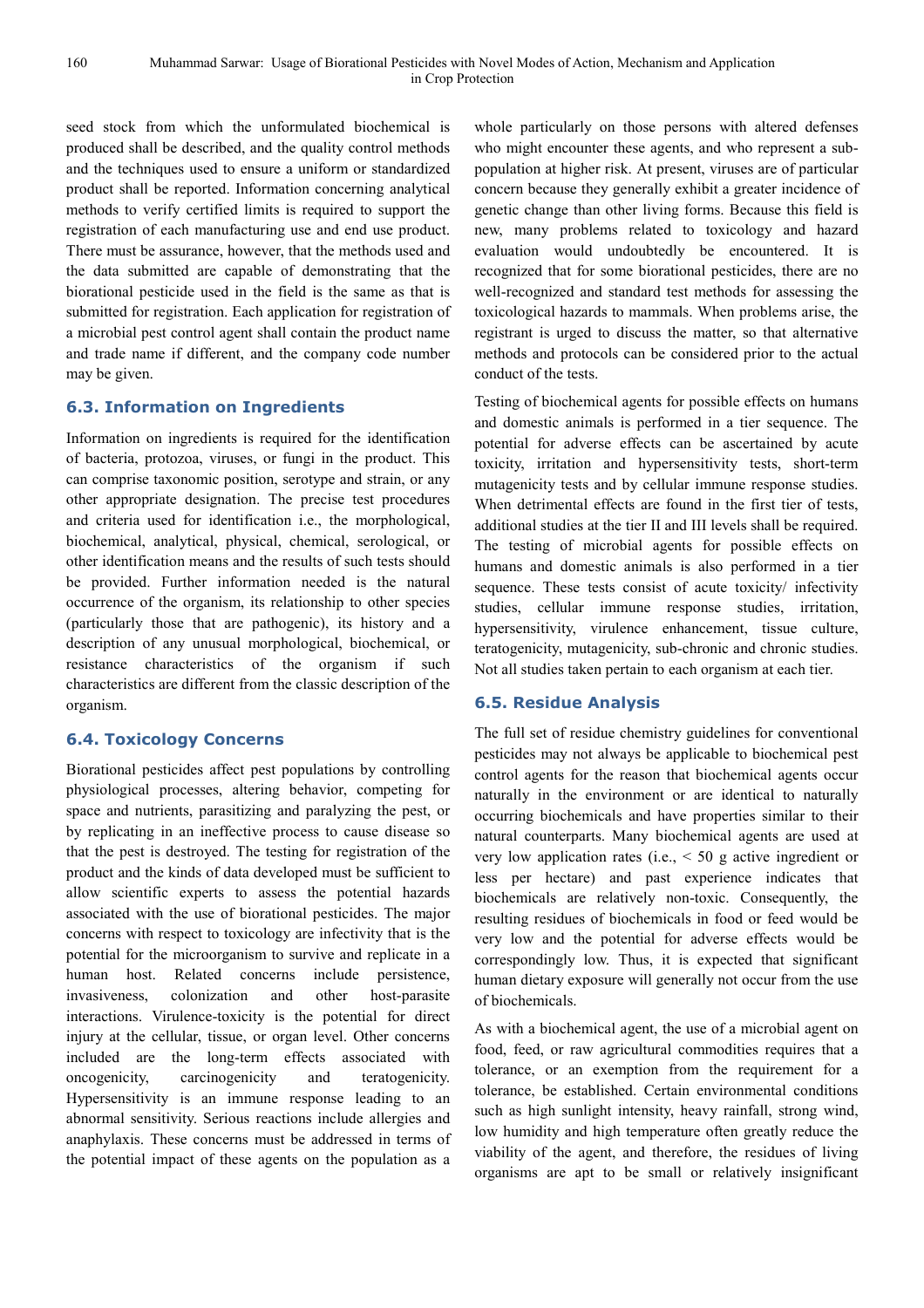seed stock from which the unformulated biochemical is produced shall be described, and the quality control methods and the techniques used to ensure a uniform or standardized product shall be reported. Information concerning analytical methods to verify certified limits is required to support the registration of each manufacturing use and end use product. There must be assurance, however, that the methods used and the data submitted are capable of demonstrating that the biorational pesticide used in the field is the same as that is submitted for registration. Each application for registration of a microbial pest control agent shall contain the product name and trade name if different, and the company code number may be given.

### 6.3. Information on Ingredients

Information on ingredients is required for the identification of bacteria, protozoa, viruses, or fungi in the product. This can comprise taxonomic position, serotype and strain, or any other appropriate designation. The precise test procedures and criteria used for identification i.e., the morphological, biochemical, analytical, physical, chemical, serological, or other identification means and the results of such tests should be provided. Further information needed is the natural occurrence of the organism, its relationship to other species (particularly those that are pathogenic), its history and a description of any unusual morphological, biochemical, or resistance characteristics of the organism if such characteristics are different from the classic description of the organism.

### 6.4. Toxicology Concerns

Biorational pesticides affect pest populations by controlling physiological processes, altering behavior, competing for space and nutrients, parasitizing and paralyzing the pest, or by replicating in an ineffective process to cause disease so that the pest is destroyed. The testing for registration of the product and the kinds of data developed must be sufficient to allow scientific experts to assess the potential hazards associated with the use of biorational pesticides. The major concerns with respect to toxicology are infectivity that is the potential for the microorganism to survive and replicate in a human host. Related concerns include persistence, invasiveness, colonization and other host-parasite interactions. Virulence-toxicity is the potential for direct injury at the cellular, tissue, or organ level. Other concerns included are the long-term effects associated with oncogenicity, carcinogenicity and teratogenicity. Hypersensitivity is an immune response leading to an abnormal sensitivity. Serious reactions include allergies and anaphylaxis. These concerns must be addressed in terms of the potential impact of these agents on the population as a whole particularly on those persons with altered defenses who might encounter these agents, and who represent a sub-population at higher risk. At present, viruses are of particular concern because they generally exhibit a greater incidence of genetic change than other living forms. Because this field is new, many problems related to toxicology and hazard evaluation would undoubtedly be encountered. It is recognized that for some biorational pesticides, there are no well-recognized and standard test methods for assessing the toxicological hazards to mammals. When problems arise, the registrant is urged to discuss the matter, so that alternative methods and protocols can be considered prior to the actual conduct of the tests.

Testing of biochemical agents for possible effects on humans and domestic animals is performed in a tier sequence. The potential for adverse effects can be ascertained by acute toxicity, irritation and hypersensitivity tests, short-term mutagenicity tests and by cellular immune response studies. When detrimental effects are found in the first tier of tests, additional studies at the tier II and III levels shall be required. The testing of microbial agents for possible effects on humans and domestic animals is also performed in a tier sequence. These tests consist of acute toxicity/ infectivity studies, cellular immune response studies, irritation, hypersensitivity, virulence enhancement, tissue culture, teratogenicity, mutagenicity, sub-chronic and chronic studies. Not all studies taken pertain to each organism at each tier.

### 6.5. Residue Analysis

The full set of residue chemistry guidelines for conventional pesticides may not always be applicable to biochemical pest control agents for the reason that biochemical agents occur naturally in the environment or are identical to naturally occurring biochemicals and have properties similar to their natural counterparts. Many biochemical agents are used at very low application rates (i.e., < 50 g active ingredient or less per hectare) and past experience indicates that biochemicals are relatively non-toxic. Consequently, the resulting residues of biochemicals in food or feed would be very low and the potential for adverse effects would be correspondingly low. Thus, it is expected that significant human dietary exposure will generally not occur from the use of biochemicals.

As with a biochemical agent, the use of a microbial agent on food, feed, or raw agricultural commodities requires that a tolerance, or an exemption from the requirement for a tolerance, be established. Certain environmental conditions such as high sunlight intensity, heavy rainfall, strong wind, low humidity and high temperature often greatly reduce the viability of the agent, and therefore, the residues of living organisms are apt to be small or relatively insignificant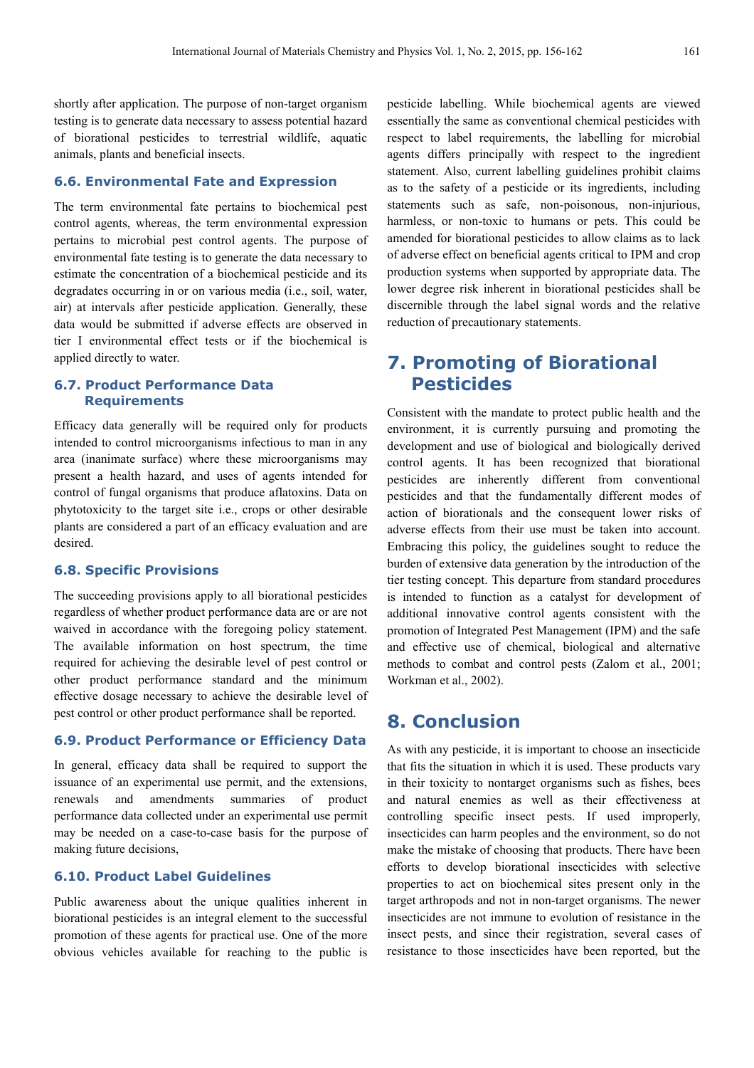shortly after application. The purpose of non-target organism testing is to generate data necessary to assess potential hazard of biorational pesticides to terrestrial wildlife, aquatic animals, plants and beneficial insects.

### 6.6. Environmental Fate and Expression

The term environmental fate pertains to biochemical pest control agents, whereas, the term environmental expression pertains to microbial pest control agents. The purpose of environmental fate testing is to generate the data necessary to estimate the concentration of a biochemical pesticide and its degradates occurring in or on various media (i.e., soil, water, air) at intervals after pesticide application. Generally, these data would be submitted if adverse effects are observed in tier I environmental effect tests or if the biochemical is applied directly to water.

### 6.7. Product Performance Data Requirements

Efficacy data generally will be required only for products intended to control microorganisms infectious to man in any area (inanimate surface) where these microorganisms may present a health hazard, and uses of agents intended for control of fungal organisms that produce aflatoxins. Data on phytotoxicity to the target site i.e., crops or other desirable plants are considered a part of an efficacy evaluation and are desired.

### 6.8. Specific Provisions

The succeeding provisions apply to all biorational pesticides regardless of whether product performance data are or are not waived in accordance with the foregoing policy statement. The available information on host spectrum, the time required for achieving the desirable level of pest control or other product performance standard and the minimum effective dosage necessary to achieve the desirable level of pest control or other product performance shall be reported.

### 6.9. Product Performance or Efficiency Data

In general, efficacy data shall be required to support the issuance of an experimental use permit, and the extensions, renewals and amendments summaries of product performance data collected under an experimental use permit may be needed on a case-to-case basis for the purpose of making future decisions,

### 6.10. Product Label Guidelines

Public awareness about the unique qualities inherent in biorational pesticides is an integral element to the successful promotion of these agents for practical use. One of the more obvious vehicles available for reaching to the public is pesticide labelling. While biochemical agents are viewed essentially the same as conventional chemical pesticides with respect to label requirements, the labelling for microbial agents differs principally with respect to the ingredient statement. Also, current labelling guidelines prohibit claims as to the safety of a pesticide or its ingredients, including statements such as safe, non-poisonous, non-injurious, harmless, or non-toxic to humans or pets. This could be amended for biorational pesticides to allow claims as to lack of adverse effect on beneficial agents critical to IPM and crop production systems when supported by appropriate data. The lower degree risk inherent in biorational pesticides shall be discernible through the label signal words and the relative reduction of precautionary statements.

## 7. Promoting of Biorational Pesticides

Consistent with the mandate to protect public health and the environment, it is currently pursuing and promoting the development and use of biological and biologically derived control agents. It has been recognized that biorational pesticides are inherently different from conventional pesticides and that the fundamentally different modes of action of biorationals and the consequent lower risks of adverse effects from their use must be taken into account. Embracing this policy, the guidelines sought to reduce the burden of extensive data generation by the introduction of the tier testing concept. This departure from standard procedures is intended to function as a catalyst for development of additional innovative control agents consistent with the promotion of Integrated Pest Management (IPM) and the safe and effective use of chemical, biological and alternative methods to combat and control pests (Zalom et al., 2001; Workman et al., 2002).

## 8. Conclusion

As with any pesticide, it is important to choose an insecticide that fits the situation in which it is used. These products vary in their toxicity to nontarget organisms such as fishes, bees and natural enemies as well as their effectiveness at controlling specific insect pests. If used improperly, insecticides can harm peoples and the environment, so do not make the mistake of choosing that products. There have been efforts to develop biorational insecticides with selective properties to act on biochemical sites present only in the target arthropods and not in non-target organisms. The newer insecticides are not immune to evolution of resistance in the insect pests, and since their registration, several cases of resistance to those insecticides have been reported, but the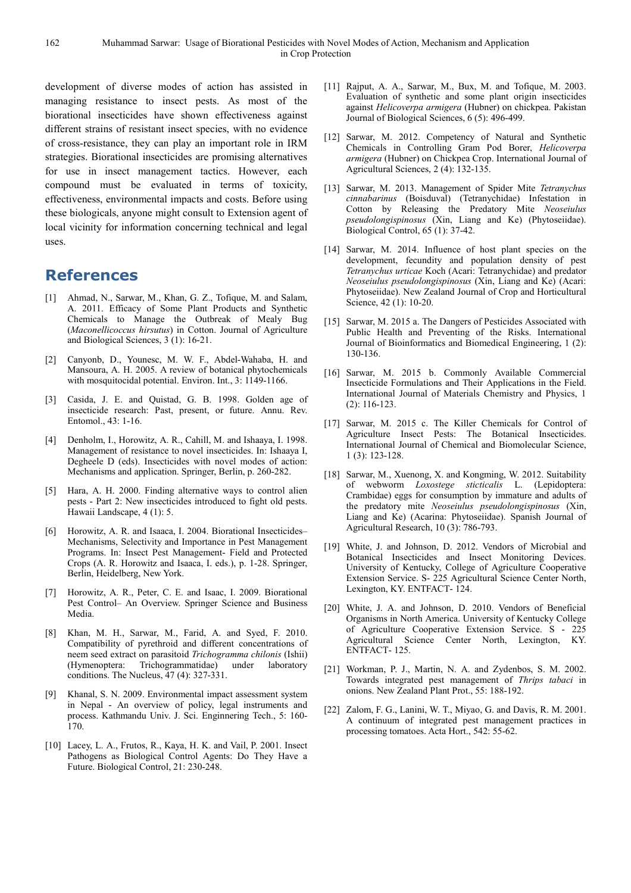development of diverse modes of action has assisted in managing resistance to insect pests. As most of the biorational insecticides have shown effectiveness against different strains of resistant insect species, with no evidence of cross-resistance, they can play an important role in IRM strategies. Biorational insecticides are promising alternatives for use in insect management tactics. However, each compound must be evaluated in terms of toxicity, effectiveness, environmental impacts and costs. Before using these biologicals, anyone might consult to Extension agent of local vicinity for information concerning technical and legal uses.

## References

[1] Ahmad, N., Sarwar, M., Khan, G. Z., Tofique, M. and Salam, A. 2011. Efficacy of Some Plant Products and Synthetic Chemicals to Manage the Outbreak of Mealy Bug (*Maconellicoccus hirsutus*) in Cotton. Journal of Agriculture and Biological Sciences, 3 (1): 16-21.

[2] Canyonb, D., Younesc, M. W. F., Abdel-Wahaba, H. and Mansoura, A. H. 2005. A review of botanical phytochemicals with mosquitocidal potential. Environ. Int., 3: 1149-1166.

[3] Casida, J. E. and Quistad, G. B. 1998. Golden age of insecticide research: Past, present, or future. Annu. Rev. Entomol., 43: 1-16.

[4] Denholm, I., Horowitz, A. R., Cahill, M. and Ishaaya, I. 1998. Management of resistance to novel insecticides. In: Ishaaya I, Degheele D (eds). Insecticides with novel modes of action: Mechanisms and application. Springer, Berlin, p. 260-282.

[5] Hara, A. H. 2000. Finding alternative ways to control alien pests - Part 2: New insecticides introduced to fight old pests. Hawaii Landscape, 4 (1): 5.

[6] Horowitz, A. R. and Isaaca, I. 2004. Biorational Insecticides– Mechanisms, Selectivity and Importance in Pest Management Programs. In: Insect Pest Management- Field and Protected Crops (A. R. Horowitz and Isaaca, I. eds.), p. 1-28. Springer, Berlin, Heidelberg, New York.

[7] Horowitz, A. R., Peter, C. E. and Isaac, I. 2009. Biorational Pest Control– An Overview. Springer Science and Business Media.

[8] Khan, M. H., Sarwar, M., Farid, A. and Syed, F. 2010. Compatibility of pyrethroid and different concentrations of neem seed extract on parasitoid *Trichogramma chilonis* (Ishii) (Hymenoptera: Trichogrammatidae) under laboratory conditions. The Nucleus, 47 (4): 327-331.

[9] Khanal, S. N. 2009. Environmental impact assessment system in Nepal - An overview of policy, legal instruments and process. Kathmandu Univ. J. Sci. Enginnering Tech., 5: 160-170.

[10] Lacey, L. A., Frutos, R., Kaya, H. K. and Vail, P. 2001. Insect Pathogens as Biological Control Agents: Do They Have a Future. Biological Control, 21: 230-248.

[11] Rajput, A. A., Sarwar, M., Bux, M. and Tofique, M. 2003. Evaluation of synthetic and some plant origin insecticides against *Helicoverpa armigera* (Hubner) on chickpea. Pakistan Journal of Biological Sciences, 6 (5): 496-499.

[12] Sarwar, M. 2012. Competency of Natural and Synthetic Chemicals in Controlling Gram Pod Borer, *Helicoverpa armigera* (Hubner) on Chickpea Crop. International Journal of Agricultural Sciences, 2 (4): 132-135.

[13] Sarwar, M. 2013. Management of Spider Mite *Tetranychus cinnabarinus* (Boisduval) (Tetranychidae) Infestation in Cotton by Releasing the Predatory Mite *Neoseiulus pseudolongispinosus* (Xin, Liang and Ke) (Phytoseiidae). Biological Control, 65 (1): 37-42.

[14] Sarwar, M. 2014. Influence of host plant species on the development, fecundity and population density of pest *Tetranychus urticae* Koch (Acari: Tetranychidae) and predator *Neoseiulus pseudolongispinosus* (Xin, Liang and Ke) (Acari: Phytoseiidae). New Zealand Journal of Crop and Horticultural Science, 42 (1): 10-20.

[15] Sarwar, M. 2015 a. The Dangers of Pesticides Associated with Public Health and Preventing of the Risks. International Journal of Bioinformatics and Biomedical Engineering, 1 (2): 130-136.

[16] Sarwar, M. 2015 b. Commonly Available Commercial Insecticide Formulations and Their Applications in the Field. International Journal of Materials Chemistry and Physics, 1 (2): 116-123.

[17] Sarwar, M. 2015 c. The Killer Chemicals for Control of Agriculture Insect Pests: The Botanical Insecticides. International Journal of Chemical and Biomolecular Science, 1 (3): 123-128.

[18] Sarwar, M., Xuenong, X. and Kongming, W. 2012. Suitability of webworm *Loxostege sticticalis* L. (Lepidoptera: Crambidae) eggs for consumption by immature and adults of the predatory mite *Neoseiulus pseudolongispinosus* (Xin, Liang and Ke) (Acarina: Phytoseiidae). Spanish Journal of Agricultural Research, 10 (3): 786-793.

[19] White, J. and Johnson, D. 2012. Vendors of Microbial and Botanical Insecticides and Insect Monitoring Devices. University of Kentucky, College of Agriculture Cooperative Extension Service. S- 225 Agricultural Science Center North, Lexington, KY. ENTFACT- 124.

[20] White, J. A. and Johnson, D. 2010. Vendors of Beneficial Organisms in North America. University of Kentucky College of Agriculture Cooperative Extension Service. S - 225 Agricultural Science Center North, Lexington, KY. ENTFACT- 125.

[21] Workman, P. J., Martin, N. A. and Zydenbos, S. M. 2002. Towards integrated pest management of *Thrips tabaci* in onions. New Zealand Plant Prot., 55: 188-192.

[22] Zalom, F. G., Lanini, W. T., Miyao, G. and Davis, R. M. 2001. A continuum of integrated pest management practices in processing tomatoes. Acta Hort., 542: 55-62.